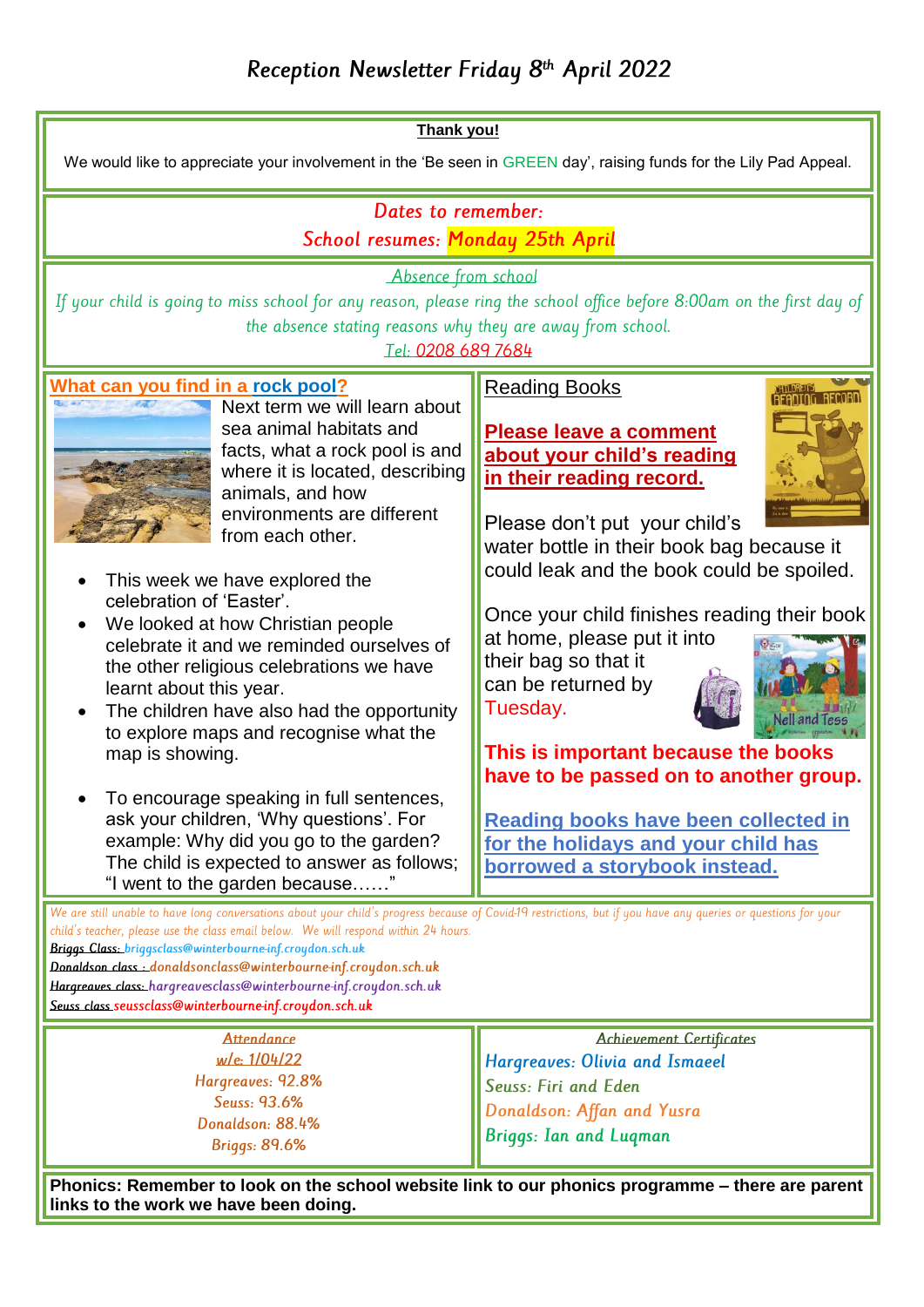# Reception Newsletter Friday 8th April 2022

**Thank you!**

We would like to appreciate your involvement in the 'Be seen in GREEN day', raising funds for the Lily Pad Appeal.

*Dates to remember:*

*School resumes: Monday 25th April*

*Absence from school*

*If your child is going to miss school for any reason, please ring the school office before 8:00am on the first day of the absence stating reasons why they are away from school.*

*Tel: 0208 689 7684*

## What can you find in a rock pool?

Next term we will learn about sea animal habitats and facts, what a rock pool is and where it is located, describing animals, and how environments are different from each other.

- This week we have explored the celebration of 'Easter'.
- We looked at how Christian people celebrate it and we reminded ourselves of the other religious celebrations we have learnt about this year.
- The children have also had the opportunity to explore maps and recognise what the map is showing.
- To encourage speaking in full sentences, ask your children, 'Why questions'. For example: Why did you go to the garden? The child is expected to answer as follows; "I went to the garden because……"

## Reading Books

**Please leave a comment about your child's reading in their reading record.**

Please don't put your child's water bottle in their book bag because it could leak and the book could be spoiled.

Once your child finishes reading their book at home, please put it into their bag so that it can be returned by Tuesday.

**This is important because the books have to be passed on to another group.**

**Reading books have been collected in for the holidays and your child has borrowed a storybook instead.**

*We are still unable to have long conversations about your child's progress because of Covid-19 restrictions, but if you have any queries or questions for your child's teacher, please use the class email below. We will respond within 24 hours.*

*Briggs Class: briggsclass@winterbourne-inf.croydon.sch.uk*

*Donaldson class : donaldsonclass@winterbourne-inf.croydon.sch.uk*

*Hargreaves class: hargreavesclass@winterbourne-inf.croydon.sch.uk*

*Seuss class seussclass@winterbourne-inf.croydon.sch.uk*

*Attendance*

*w/e: 1/04/22*

*Hargreaves: 92.8%*

*Seuss: 93.6%*

*Donaldson: 88.4%*

*Briggs: 89.6%*

*Achievement Certificates*

*Hargreaves: Olivia and Ismaeel*

*Seuss: Firi and Eden*

*Donaldson: Affan and Yusra*

*Briggs: Ian and Luqman*

**Phonics: Remember to look on the school website link to our phonics programme – there are parent links to the work we have been doing.**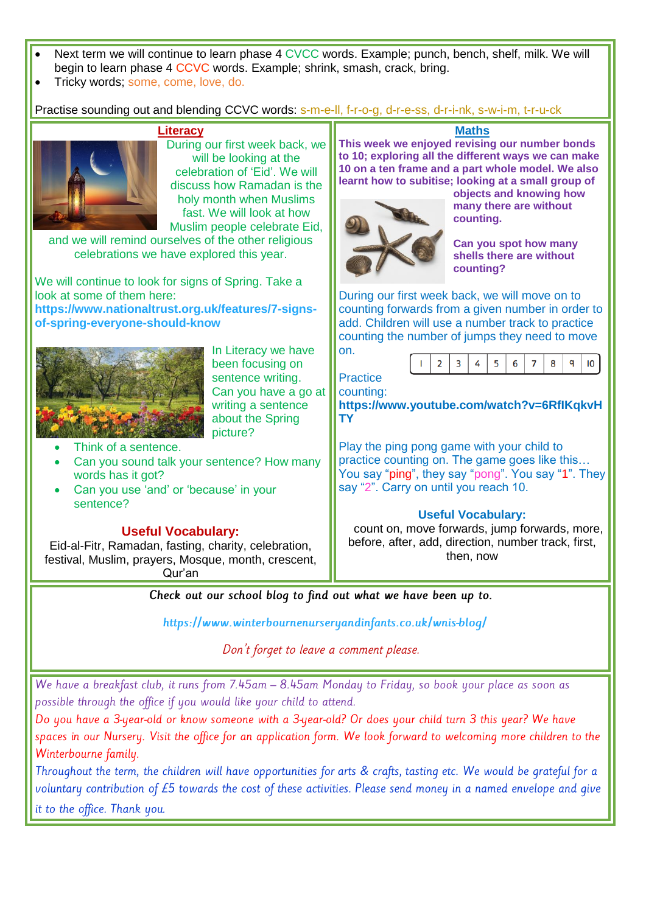- Next term we will continue to learn phase 4 CVCC words. Example; punch, bench, shelf, milk. We will begin to learn phase 4 CCVC words. Example; shrink, smash, crack, bring.
- Tricky words; some, come, love, do.

Practise sounding out and blending CCVC words: s-m-e-ll, f-r-o-g, d-r-e-ss, d-r-i-nk, s-w-i-m, t-r-u-ck

## Literacy

During our first week back, we will be looking at the celebration of 'Eid'. We will discuss how Ramadan is the holy month when Muslims fast. We will look at how Muslim people celebrate Eid, and we will remind ourselves of the other religious celebrations we have explored this year.

We will continue to look for signs of Spring. Take a look at some of them here: **https://www.nationaltrust.org.uk/features/7-signs-of-spring-everyone-should-know**

In Literacy we have been focusing on sentence writing. Can you have a go at writing a sentence about the Spring picture?

- Think of a sentence.
- Can you sound talk your sentence? How many words has it got?
- Can you use 'and' or 'because' in your sentence?

### Useful Vocabulary:

Eid-al-Fitr, Ramadan, fasting, charity, celebration, festival, Muslim, prayers, Mosque, month, crescent, Qur'an

## Maths

**This week we enjoyed revising our number bonds to 10; exploring all the different ways we can make 10 on a ten frame and a part whole model. We also learnt how to subitise; looking at a small group of objects and knowing how many there are without counting.**

**Can you spot how many shells there are without counting?**

During our first week back, we will move on to counting forwards from a given number in order to add. Children will use a number track to practice counting the number of jumps they need to move on.

| | | | | | | | | | |
|---|---|---|---|---|---|---|---|---|---|
| 1 | 2 | 3 | 4 | 5 | 6 | 7 | 8 | 9 | 10 |

Practice counting: **https://www.youtube.com/watch?v=6RfIKqkvHTY**

Play the ping pong game with your child to practice counting on. The game goes like this… You say "ping", they say "pong". You say "1". They say "2". Carry on until you reach 10.

### Useful Vocabulary:

count on, move forwards, jump forwards, more, before, after, add, direction, number track, first, then, now

*Check out our school blog to find out what we have been up to.*

*https://www.winterbournenurseryandinfants.co.uk/wnis-blog/*

*Don't forget to leave a comment please.*

*We have a breakfast club, it runs from 7.45am – 8.45am Monday to Friday, so book your place as soon as possible through the office if you would like your child to attend.*

*Do you have a 3-year-old or know someone with a 3-year-old? Or does your child turn 3 this year? We have spaces in our Nursery. Visit the office for an application form. We look forward to welcoming more children to the Winterbourne family.*

*Throughout the term, the children will have opportunities for arts & crafts, tasting etc. We would be grateful for a voluntary contribution of £5 towards the cost of these activities. Please send money in a named envelope and give it to the office. Thank you.*